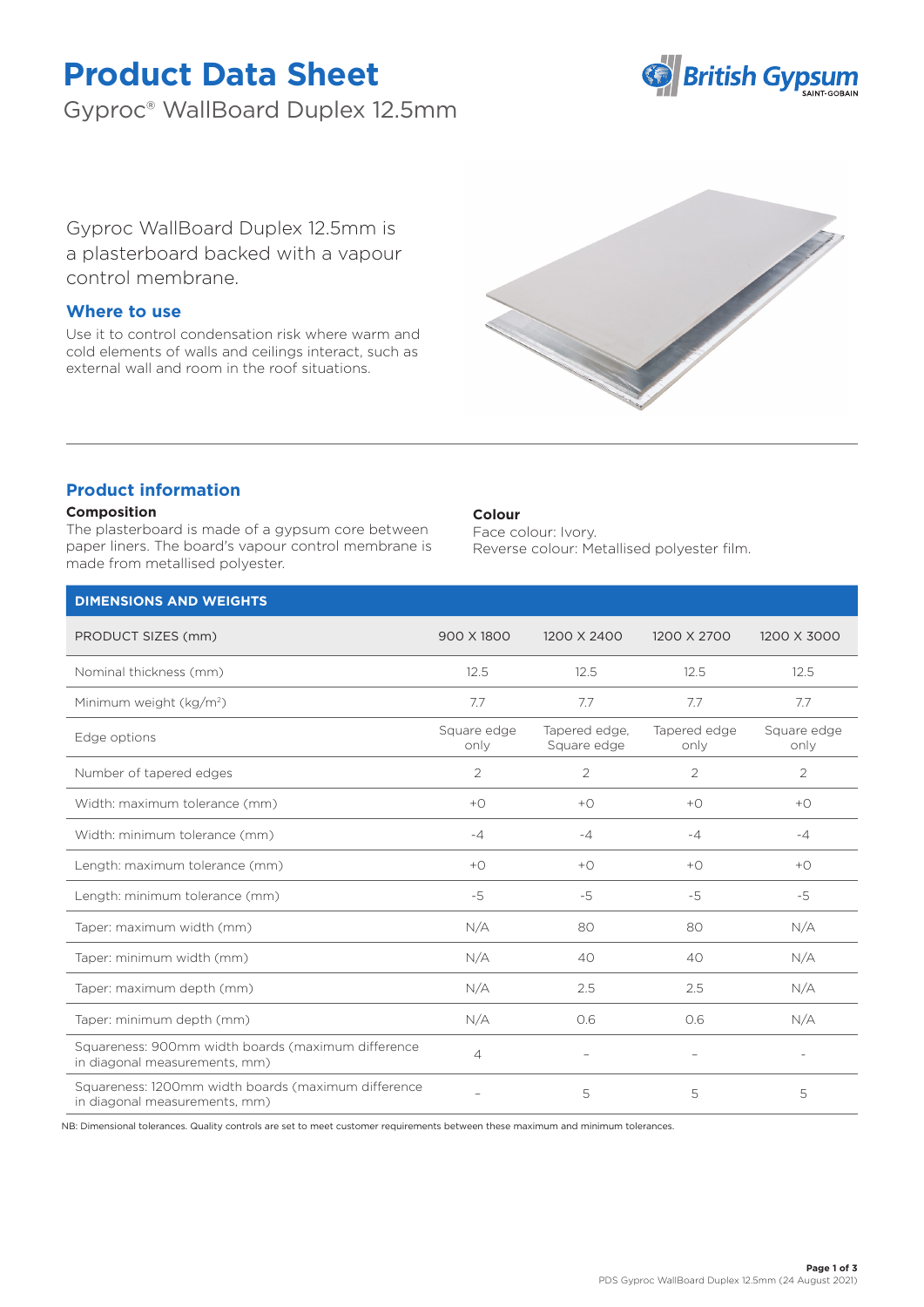# Product Data Sheet

Gyproc® WallBoard Duplex 12.5mm

Gyproc WallBoard Duplex 12.5mm is a plasterboard backed with a vapour control membrane.

## Where to use

Use it to control condensation risk where warm and cold elements of walls and ceilings interact, such as external wall and room in the roof situations.

## Product information

**Composition**

The plasterboard is made of a gypsum core between paper liners. The board's vapour control membrane is made from metallised polyester.

**Colour**

Face colour: Ivory.
Reverse colour: Metallised polyester film.

| DIMENSIONS AND WEIGHTS | | | | |
|---|---|---|---|---|
| PRODUCT SIZES (mm) | 900 X 1800 | 1200 X 2400 | 1200 X 2700 | 1200 X 3000 |
| Nominal thickness (mm) | 12.5 | 12.5 | 12.5 | 12.5 |
| Minimum weight (kg/m$^2$) | 7.7 | 7.7 | 7.7 | 7.7 |
| Edge options | Square edge only | Tapered edge, Square edge | Tapered edge only | Square edge only |
| Number of tapered edges | 2 | 2 | 2 | 2 |
| Width: maximum tolerance (mm) | +0 | +0 | +0 | +0 |
| Width: minimum tolerance (mm) | -4 | -4 | -4 | -4 |
| Length: maximum tolerance (mm) | +0 | +0 | +0 | +0 |
| Length: minimum tolerance (mm) | -5 | -5 | -5 | -5 |
| Taper: maximum width (mm) | N/A | 80 | 80 | N/A |
| Taper: minimum width (mm) | N/A | 40 | 40 | N/A |
| Taper: maximum depth (mm) | N/A | 2.5 | 2.5 | N/A |
| Taper: minimum depth (mm) | N/A | 0.6 | 0.6 | N/A |
| Squareness: 900mm width boards (maximum difference in diagonal measurements, mm) | 4 | - | - | - |
| Squareness: 1200mm width boards (maximum difference in diagonal measurements, mm) | - | 5 | 5 | 5 |

NB: Dimensional tolerances. Quality controls are set to meet customer requirements between these maximum and minimum tolerances.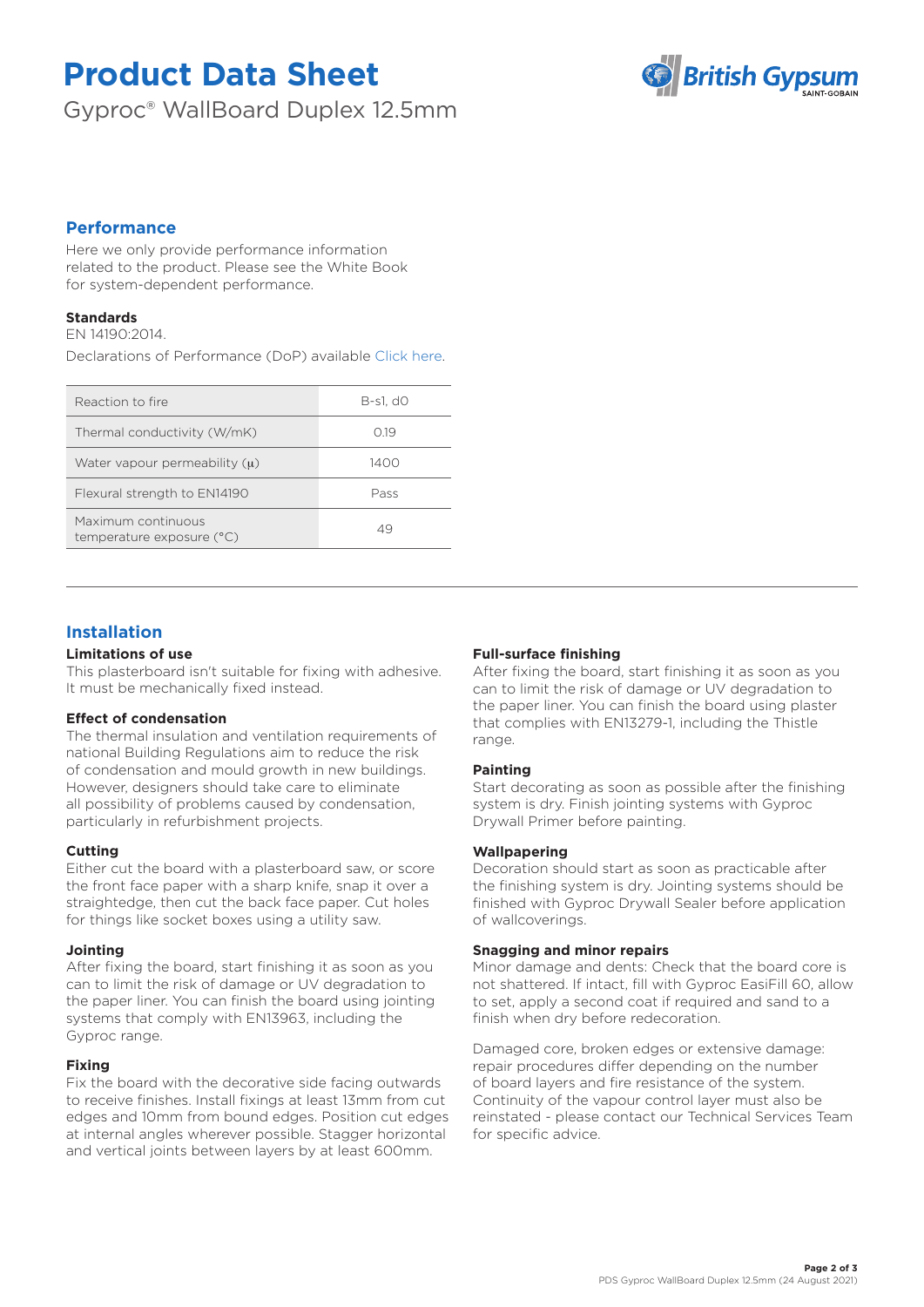# Product Data Sheet

Gyproc® WallBoard Duplex 12.5mm

## Performance

Here we only provide performance information related to the product. Please see the White Book for system-dependent performance.

### Standards

EN 14190:2014.

Declarations of Performance (DoP) available Click here.

| | |
|---|---|
| Reaction to fire | B-s1, d0 |
| Thermal conductivity (W/mK) | 0.19 |
| Water vapour permeability ($\mu$) | 1400 |
| Flexural strength to EN14190 | Pass |
| Maximum continuous temperature exposure (°C) | 49 |

## Installation

### Limitations of use

This plasterboard isn't suitable for fixing with adhesive. It must be mechanically fixed instead.

### Effect of condensation

The thermal insulation and ventilation requirements of national Building Regulations aim to reduce the risk of condensation and mould growth in new buildings. However, designers should take care to eliminate all possibility of problems caused by condensation, particularly in refurbishment projects.

### Cutting

Either cut the board with a plasterboard saw, or score the front face paper with a sharp knife, snap it over a straightedge, then cut the back face paper. Cut holes for things like socket boxes using a utility saw.

### Jointing

After fixing the board, start finishing it as soon as you can to limit the risk of damage or UV degradation to the paper liner. You can finish the board using jointing systems that comply with EN13963, including the Gyproc range.

### Fixing

Fix the board with the decorative side facing outwards to receive finishes. Install fixings at least 13mm from cut edges and 10mm from bound edges. Position cut edges at internal angles wherever possible. Stagger horizontal and vertical joints between layers by at least 600mm.

### Full-surface finishing

After fixing the board, start finishing it as soon as you can to limit the risk of damage or UV degradation to the paper liner. You can finish the board using plaster that complies with EN13279-1, including the Thistle range.

### Painting

Start decorating as soon as possible after the finishing system is dry. Finish jointing systems with Gyproc Drywall Primer before painting.

### Wallpapering

Decoration should start as soon as practicable after the finishing system is dry. Jointing systems should be finished with Gyproc Drywall Sealer before application of wallcoverings.

### Snagging and minor repairs

Minor damage and dents: Check that the board core is not shattered. If intact, fill with Gyproc EasiFill 60, allow to set, apply a second coat if required and sand to a finish when dry before redecoration.

Damaged core, broken edges or extensive damage: repair procedures differ depending on the number of board layers and fire resistance of the system. Continuity of the vapour control layer must also be reinstated - please contact our Technical Services Team for specific advice.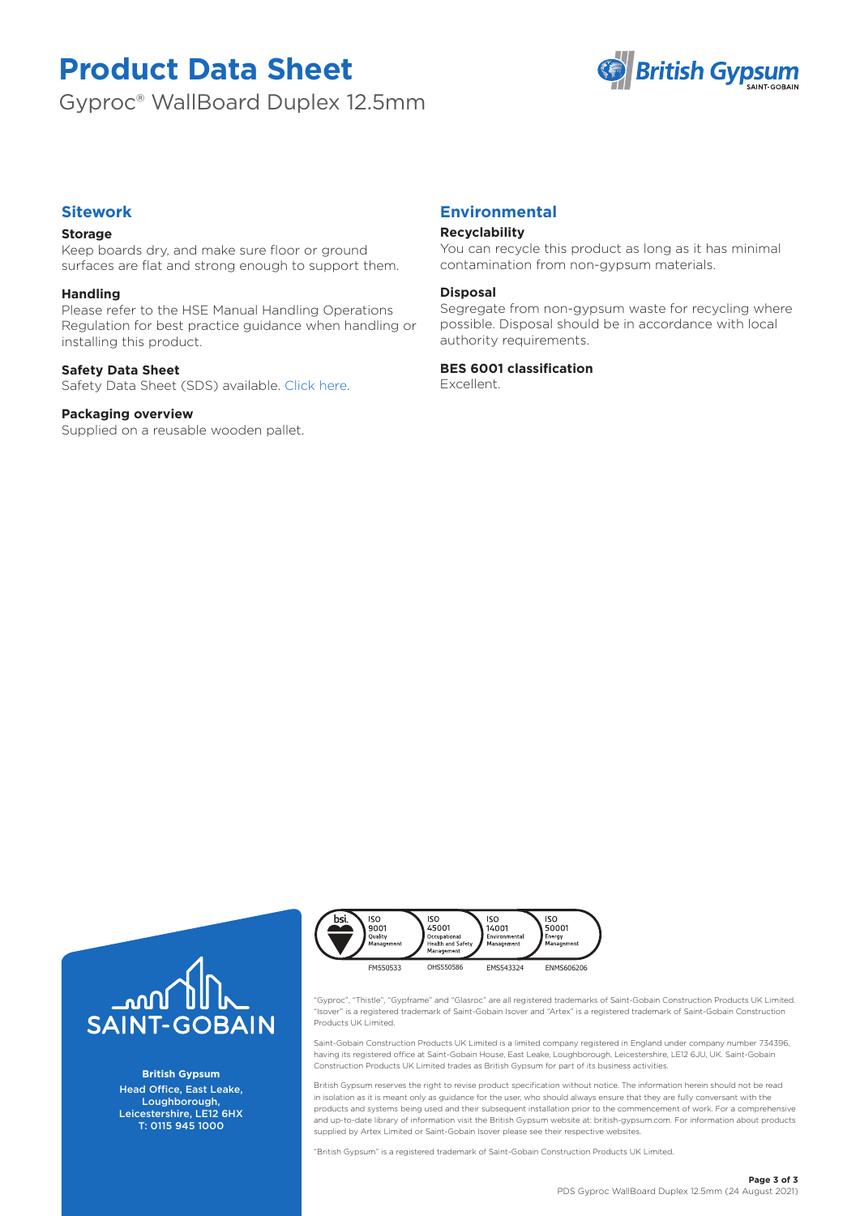# Product Data Sheet

Gyproc® WallBoard Duplex 12.5mm

## Sitework

### Storage

Keep boards dry, and make sure floor or ground surfaces are flat and strong enough to support them.

### Handling

Please refer to the HSE Manual Handling Operations Regulation for best practice guidance when handling or installing this product.

### Safety Data Sheet

Safety Data Sheet (SDS) available. Click here.

### Packaging overview

Supplied on a reusable wooden pallet.

## Environmental

### Recyclability

You can recycle this product as long as it has minimal contamination from non-gypsum materials.

### Disposal

Segregate from non-gypsum waste for recycling where possible. Disposal should be in accordance with local authority requirements.

### BES 6001 classification

Excellent.

ISO 9001 Quality Management FM550533
ISO 45001 Occupational Health and Safety Management OHS550586
ISO 14001 Environmental Management EMS543324
ISO 50001 Energy Management ENMS606206

"Gyproc", "Thistle", "Gypframe" and "Glasroc" are all registered trademarks of Saint-Gobain Construction Products UK Limited. "Isover" is a registered trademark of Saint-Gobain Isover and "Artex" is a registered trademark of Saint-Gobain Construction Products UK Limited.

Saint-Gobain Construction Products UK Limited is a limited company registered in England under company number 734396, having its registered office at Saint-Gobain House, East Leake, Loughborough, Leicestershire, LE12 6JU, UK. Saint-Gobain Construction Products UK Limited trades as British Gypsum for part of its business activities.

British Gypsum reserves the right to revise product specification without notice. The information herein should not be read in isolation as it is meant only as guidance for the user, who should always ensure that they are fully conversant with the products and systems being used and their subsequent installation prior to the commencement of work. For a comprehensive and up-to-date library of information visit the British Gypsum website at: british-gypsum.com. For information about products supplied by Artex Limited or Saint-Gobain Isover please see their respective websites.

"British Gypsum" is a registered trademark of Saint-Gobain Construction Products UK Limited.

**British Gypsum**
Head Office, East Leake,
Loughborough,
Leicestershire, LE12 6HX
T: 0115 945 1000

PDS Gyproc WallBoard Duplex 12.5mm (24 August 2021)